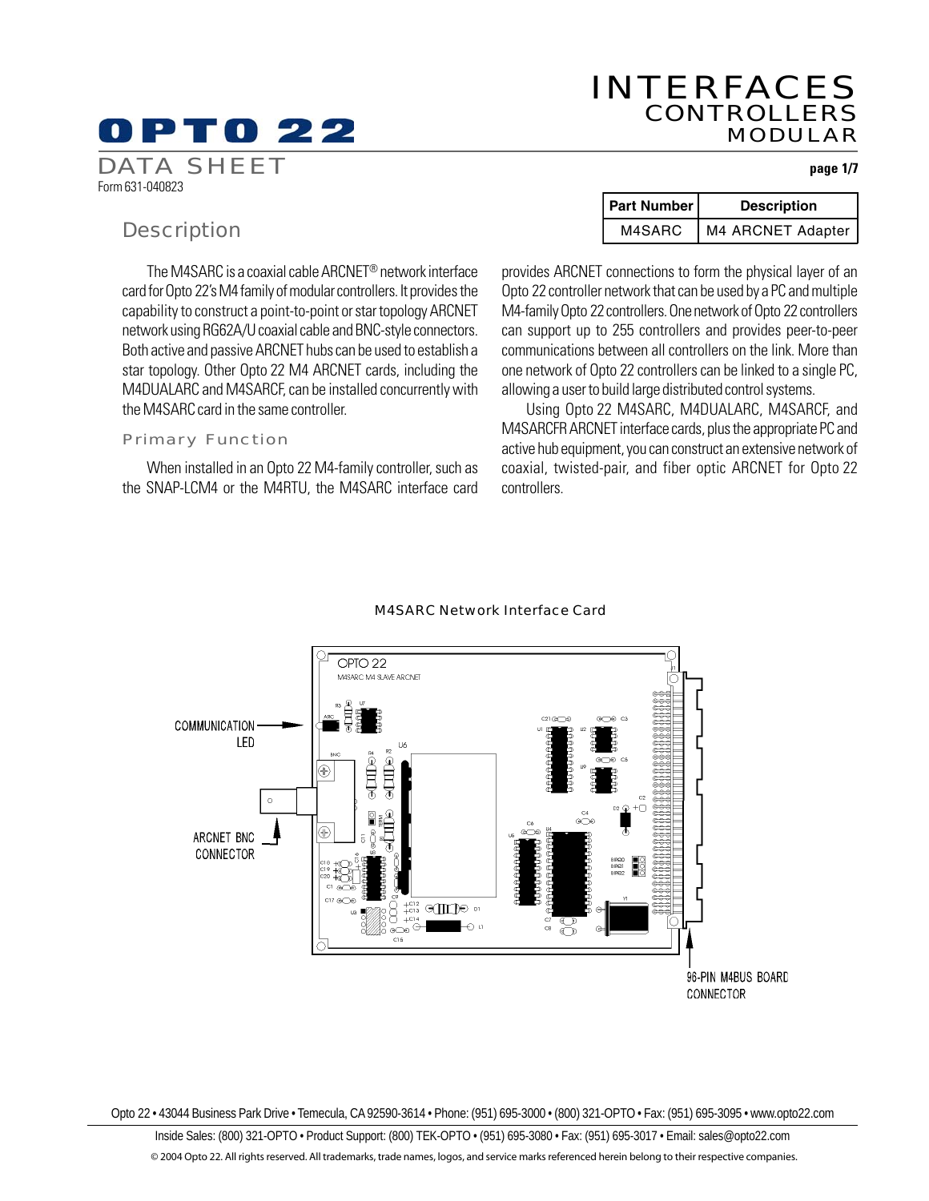# OPTO 22

DATA SHEET
Form 631-040823

INTERFACES
CONTROLLERS
MODULAR

| Part Number | Description |
| --- | --- |
| M4SARC | M4 ARCNET Adapter |

## Description

The M4SARC is a coaxial cable ARCNET® network interface card for Opto 22's M4 family of modular controllers. It provides the capability to construct a point-to-point or star topology ARCNET network using RG62A/U coaxial cable and BNC-style connectors. Both active and passive ARCNET hubs can be used to establish a star topology. Other Opto 22 M4 ARCNET cards, including the M4DUALARC and M4SARCF, can be installed concurrently with the M4SARC card in the same controller.

### Primary Function

When installed in an Opto 22 M4-family controller, such as the SNAP-LCM4 or the M4RTU, the M4SARC interface card provides ARCNET connections to form the physical layer of an Opto 22 controller network that can be used by a PC and multiple M4-family Opto 22 controllers. One network of Opto 22 controllers can support up to 255 controllers and provides peer-to-peer communications between all controllers on the link. More than one network of Opto 22 controllers can be linked to a single PC, allowing a user to build large distributed control systems.

Using Opto 22 M4SARC, M4DUALARC, M4SARCF, and M4SARCFR ARCNET interface cards, plus the appropriate PC and active hub equipment, you can construct an extensive network of coaxial, twisted-pair, and fiber optic ARCNET for Opto 22 controllers.

M4SARC Network Interface Card

COMMUNICATION LED

ARCNET BNC CONNECTOR

96-PIN M4BUS BOARD CONNECTOR

Opto 22 • 43044 Business Park Drive • Temecula, CA 92590-3614 • Phone: (951) 695-3000 • (800) 321-OPTO • Fax: (951) 695-3095 • www.opto22.com

Inside Sales: (800) 321-OPTO • Product Support: (800) TEK-OPTO • (951) 695-3080 • Fax: (951) 695-3017 • Email: sales@opto22.com

© 2004 Opto 22. All rights reserved. All trademarks, trade names, logos, and service marks referenced herein belong to their respective companies.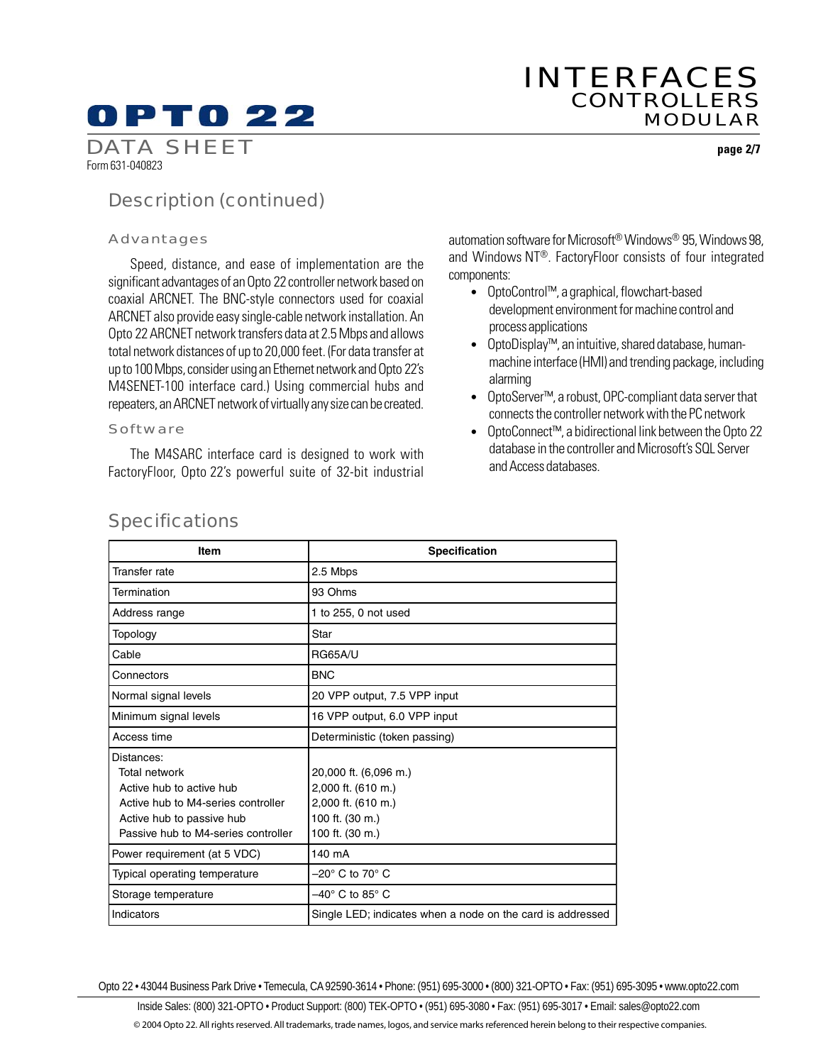## Description (continued)

### Advantages

Speed, distance, and ease of implementation are the significant advantages of an Opto 22 controller network based on coaxial ARCNET. The BNC-style connectors used for coaxial ARCNET also provide easy single-cable network installation. An Opto 22 ARCNET network transfers data at 2.5 Mbps and allows total network distances of up to 20,000 feet. (For data transfer at up to 100 Mbps, consider using an Ethernet network and Opto 22's M4SENET-100 interface card.) Using commercial hubs and repeaters, an ARCNET network of virtually any size can be created.

### Software

The M4SARC interface card is designed to work with FactoryFloor, Opto 22's powerful suite of 32-bit industrial automation software for Microsoft® Windows® 95, Windows 98, and Windows NT®. FactoryFloor consists of four integrated components:

- OptoControl™, a graphical, flowchart-based development environment for machine control and process applications
- OptoDisplay™, an intuitive, shared database, human-machine interface (HMI) and trending package, including alarming
- OptoServer™, a robust, OPC-compliant data server that connects the controller network with the PC network
- OptoConnect™, a bidirectional link between the Opto 22 database in the controller and Microsoft's SQL Server and Access databases.

## Specifications

| Item | Specification |
|---|---|
| Transfer rate | 2.5 Mbps |
| Termination | 93 Ohms |
| Address range | 1 to 255, 0 not used |
| Topology | Star |
| Cable | RG65A/U |
| Connectors | BNC |
| Normal signal levels | 20 VPP output, 7.5 VPP input |
| Minimum signal levels | 16 VPP output, 6.0 VPP input |
| Access time | Deterministic (token passing) |
| Distances: | |
| Total network | 20,000 ft. (6,096 m.) |
| Active hub to active hub | 2,000 ft. (610 m.) |
| Active hub to M4-series controller | 2,000 ft. (610 m.) |
| Active hub to passive hub | 100 ft. (30 m.) |
| Passive hub to M4-series controller | 100 ft. (30 m.) |
| Power requirement (at 5 VDC) | 140 mA |
| Typical operating temperature | –20° C to 70° C |
| Storage temperature | –40° C to 85° C |
| Indicators | Single LED; indicates when a node on the card is addressed |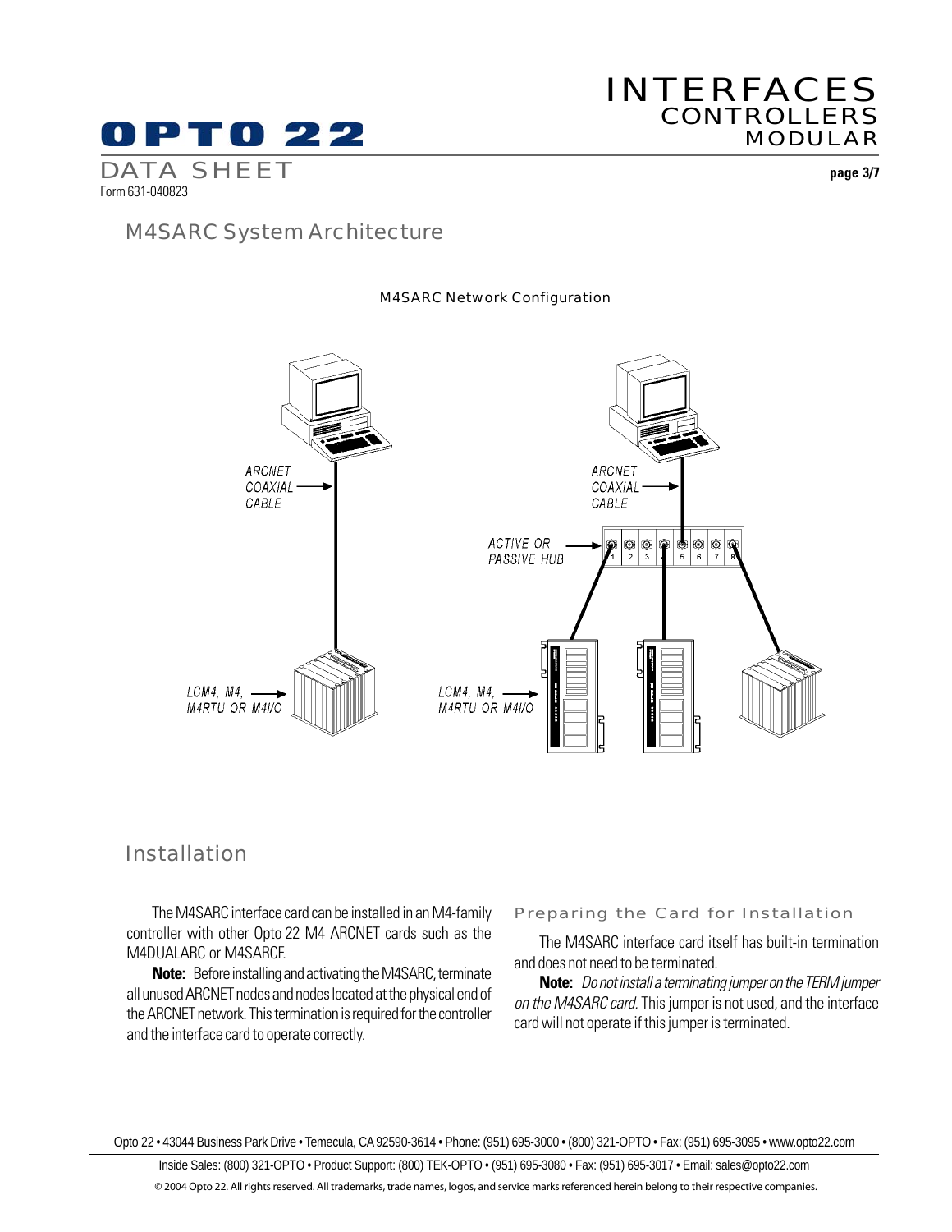## M4SARC System Architecture

M4SARC Network Configuration

ARCNET COAXIAL CABLE

ARCNET COAXIAL CABLE

ACTIVE OR PASSIVE HUB

LCM4, M4, M4RTU OR M4I/O

LCM4, M4, M4RTU OR M4I/O

## Installation

The M4SARC interface card can be installed in an M4-family controller with other Opto 22 M4 ARCNET cards such as the M4DUALARC or M4SARCF.

**Note:** Before installing and activating the M4SARC, terminate all unused ARCNET nodes and nodes located at the physical end of the ARCNET network. This termination is required for the controller and the interface card to operate correctly.

### Preparing the Card for Installation

The M4SARC interface card itself has built-in termination and does not need to be terminated.

**Note:** *Do not install a terminating jumper on the TERM jumper on the M4SARC card.* This jumper is not used, and the interface card will not operate if this jumper is terminated.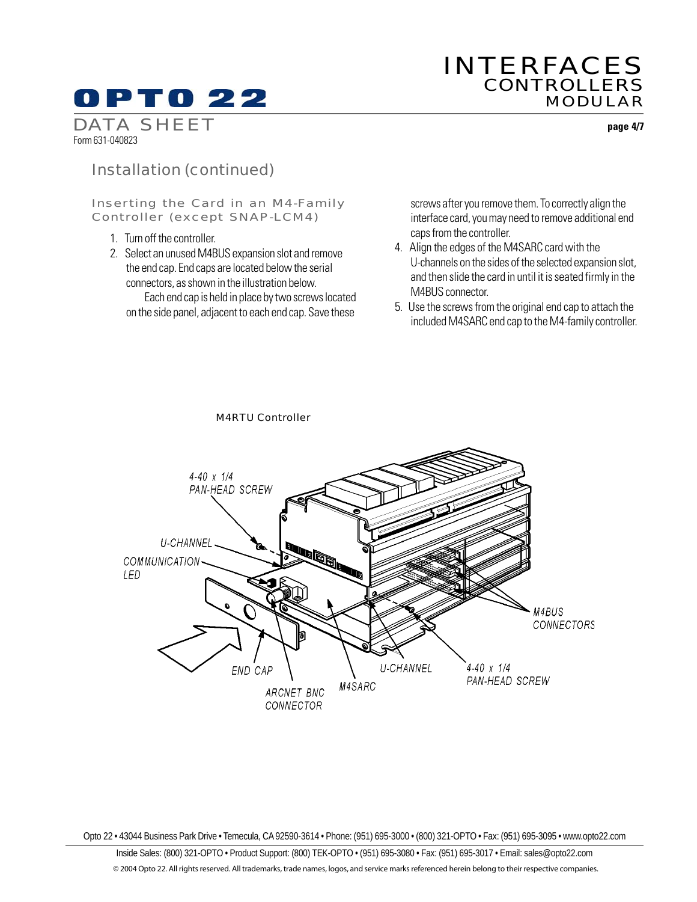## Installation (continued)

### Inserting the Card in an M4-Family Controller (except SNAP-LCM4)

1. Turn off the controller.
2. Select an unused M4BUS expansion slot and remove the end cap. End caps are located below the serial connectors, as shown in the illustration below.

   Each end cap is held in place by two screws located on the side panel, adjacent to each end cap. Save these screws after you remove them. To correctly align the interface card, you may need to remove additional end caps from the controller.
3. Align the edges of the M4SARC card with the U-channels on the sides of the selected expansion slot, and then slide the card in until it is seated firmly in the M4BUS connector.
4. Use the screws from the original end cap to attach the included M4SARC end cap to the M4-family controller.

M4RTU Controller

4-40 x 1/4 PAN-HEAD SCREW

U-CHANNEL

COMMUNICATION LED

M4BUS CONNECTORS

END CAP

ARCNET BNC CONNECTOR

M4SARC

U-CHANNEL

4-40 x 1/4 PAN-HEAD SCREW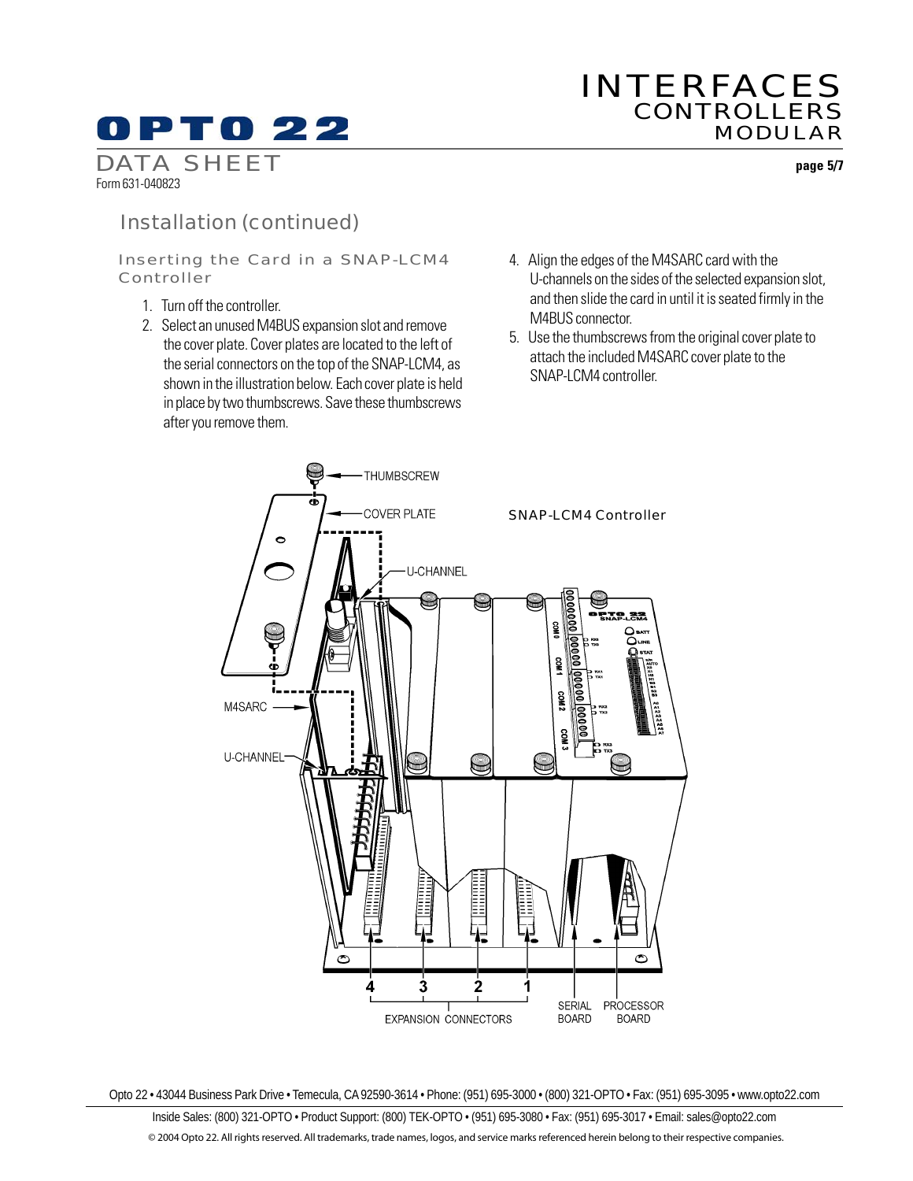## Installation (continued)

### Inserting the Card in a SNAP-LCM4 Controller

1. Turn off the controller.
2. Select an unused M4BUS expansion slot and remove the cover plate. Cover plates are located to the left of the serial connectors on the top of the SNAP-LCM4, as shown in the illustration below. Each cover plate is held in place by two thumbscrews. Save these thumbscrews after you remove them.
3. Align the edges of the M4SARC card with the U-channels on the sides of the selected expansion slot, and then slide the card in until it is seated firmly in the M4BUS connector.
4. Use the thumbscrews from the original cover plate to attach the included M4SARC cover plate to the SNAP-LCM4 controller.

SNAP-LCM4 Controller

THUMBSCREW
COVER PLATE
U-CHANNEL
M4SARC
U-CHANNEL
4 3 2 1
EXPANSION CONNECTORS
SERIAL BOARD
PROCESSOR BOARD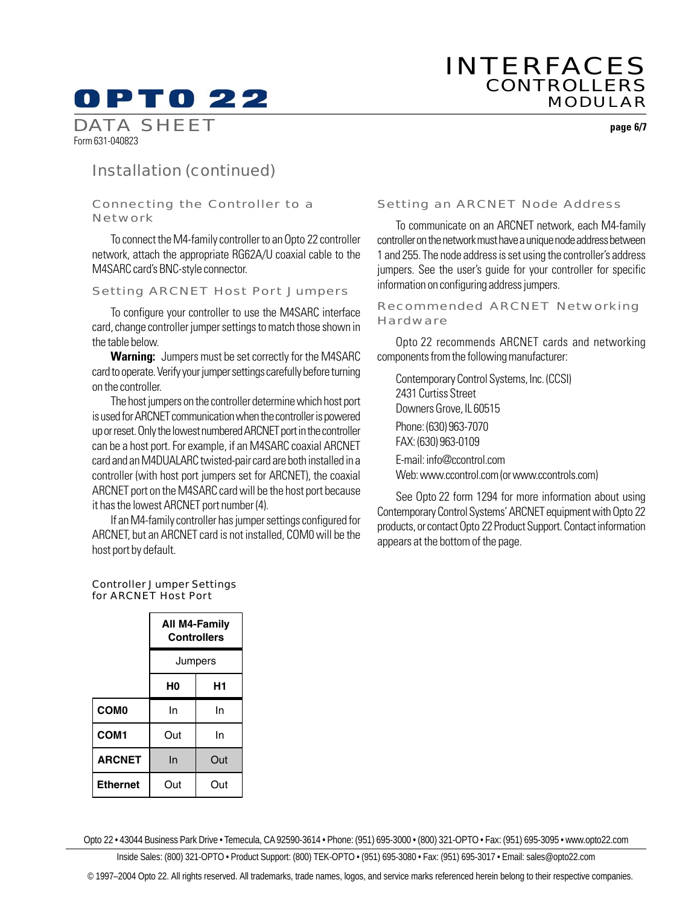## Installation (continued)

### Connecting the Controller to a Network

To connect the M4-family controller to an Opto 22 controller network, attach the appropriate RG62A/U coaxial cable to the M4SARC card's BNC-style connector.

### Setting ARCNET Host Port Jumpers

To configure your controller to use the M4SARC interface card, change controller jumper settings to match those shown in the table below.

**Warning:** Jumpers must be set correctly for the M4SARC card to operate. Verify your jumper settings carefully before turning on the controller.

The host jumpers on the controller determine which host port is used for ARCNET communication when the controller is powered up or reset. Only the lowest numbered ARCNET port in the controller can be a host port. For example, if an M4SARC coaxial ARCNET card and an M4DUALARC twisted-pair card are both installed in a controller (with host port jumpers set for ARCNET), the coaxial ARCNET port on the M4SARC card will be the host port because it has the lowest ARCNET port number (4).

If an M4-family controller has jumper settings configured for ARCNET, but an ARCNET card is not installed, COM0 will be the host port by default.

#### Controller Jumper Settings for ARCNET Host Port

| | All M4-Family Controllers | |
|---|---|---|
| | Jumpers | |
| | **H0** | **H1** |
| **COM0** | In | In |
| **COM1** | Out | In |
| **ARCNET** | In | Out |
| **Ethernet** | Out | Out |

### Setting an ARCNET Node Address

To communicate on an ARCNET network, each M4-family controller on the network must have a unique node address between 1 and 255. The node address is set using the controller's address jumpers. See the user's guide for your controller for specific information on configuring address jumpers.

### Recommended ARCNET Networking Hardware

Opto 22 recommends ARCNET cards and networking components from the following manufacturer:

Contemporary Control Systems, Inc. (CCSI)
2431 Curtiss Street
Downers Grove, IL 60515

Phone: (630) 963-7070
FAX: (630) 963-0109

E-mail: info@ccontrol.com
Web: www.ccontrol.com (or www.ccontrols.com)

See Opto 22 form 1294 for more information about using Contemporary Control Systems' ARCNET equipment with Opto 22 products, or contact Opto 22 Product Support. Contact information appears at the bottom of the page.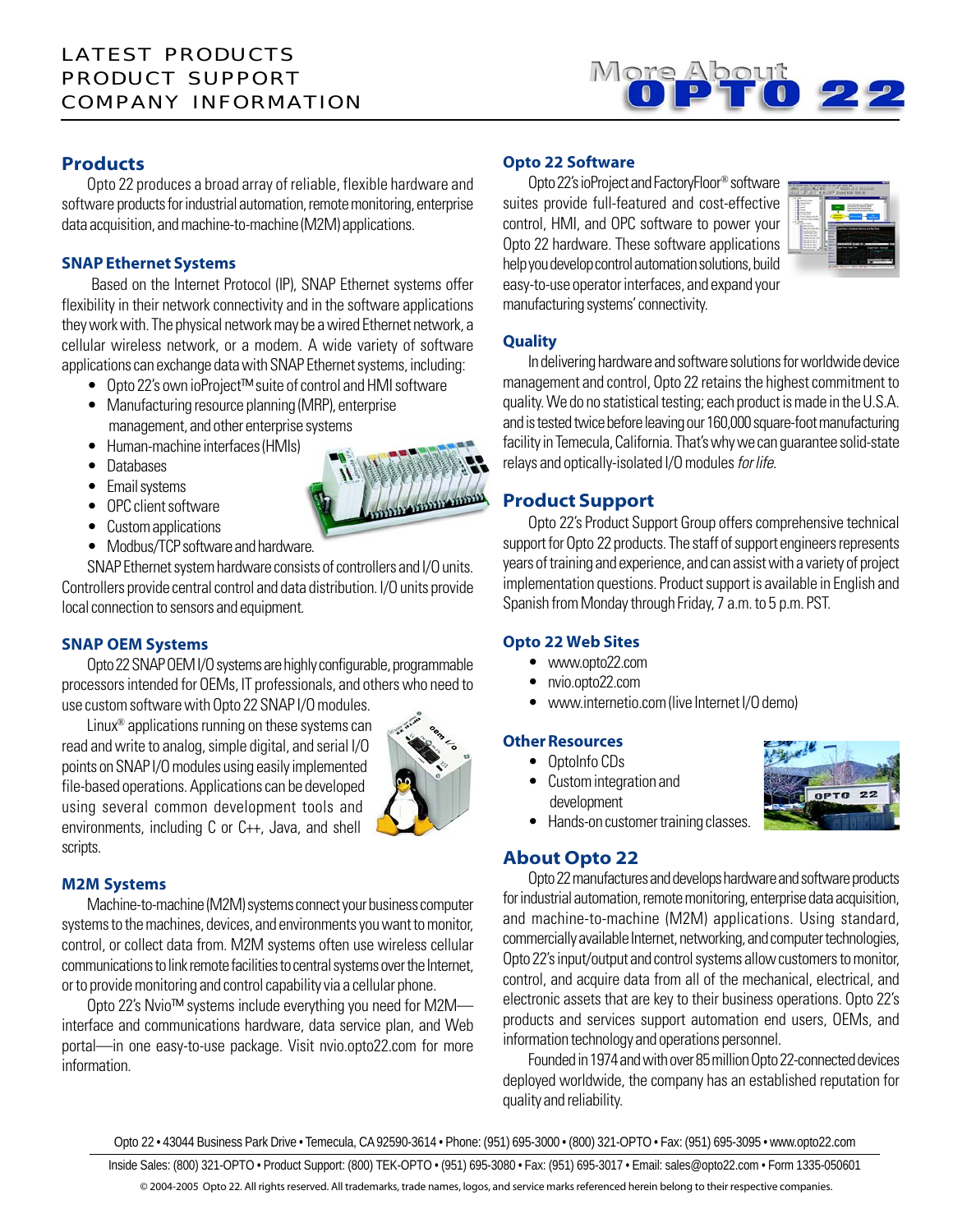LATEST PRODUCTS
PRODUCT SUPPORT
COMPANY INFORMATION

# More About OPTO 22

## Products

Opto 22 produces a broad array of reliable, flexible hardware and software products for industrial automation, remote monitoring, enterprise data acquisition, and machine-to-machine (M2M) applications.

### SNAP Ethernet Systems

Based on the Internet Protocol (IP), SNAP Ethernet systems offer flexibility in their network connectivity and in the software applications they work with. The physical network may be a wired Ethernet network, a cellular wireless network, or a modem. A wide variety of software applications can exchange data with SNAP Ethernet systems, including:

- Opto 22's own ioProject™ suite of control and HMI software
- Manufacturing resource planning (MRP), enterprise management, and other enterprise systems
- Human-machine interfaces (HMIs)
- Databases
- Email systems
- OPC client software
- Custom applications
- Modbus/TCP software and hardware.

SNAP Ethernet system hardware consists of controllers and I/O units. Controllers provide central control and data distribution. I/O units provide local connection to sensors and equipment.

### SNAP OEM Systems

Opto 22 SNAP OEM I/O systems are highly configurable, programmable processors intended for OEMs, IT professionals, and others who need to use custom software with Opto 22 SNAP I/O modules.

Linux® applications running on these systems can read and write to analog, simple digital, and serial I/O points on SNAP I/O modules using easily implemented file-based operations. Applications can be developed using several common development tools and environments, including C or C++, Java, and shell scripts.

### M2M Systems

Machine-to-machine (M2M) systems connect your business computer systems to the machines, devices, and environments you want to monitor, control, or collect data from. M2M systems often use wireless cellular communications to link remote facilities to central systems over the Internet, or to provide monitoring and control capability via a cellular phone.

Opto 22's Nvio™ systems include everything you need for M2M—interface and communications hardware, data service plan, and Web portal—in one easy-to-use package. Visit nvio.opto22.com for more information.

### Opto 22 Software

Opto 22's ioProject and FactoryFloor® software suites provide full-featured and cost-effective control, HMI, and OPC software to power your Opto 22 hardware. These software applications help you develop control automation solutions, build easy-to-use operator interfaces, and expand your manufacturing systems' connectivity.

### Quality

In delivering hardware and software solutions for worldwide device management and control, Opto 22 retains the highest commitment to quality. We do no statistical testing; each product is made in the U.S.A. and is tested twice before leaving our 160,000 square-foot manufacturing facility in Temecula, California. That's why we can guarantee solid-state relays and optically-isolated I/O modules *for life*.

## Product Support

Opto 22's Product Support Group offers comprehensive technical support for Opto 22 products. The staff of support engineers represents years of training and experience, and can assist with a variety of project implementation questions. Product support is available in English and Spanish from Monday through Friday, 7 a.m. to 5 p.m. PST.

### Opto 22 Web Sites

- www.opto22.com
- nvio.opto22.com
- www.internetio.com (live Internet I/O demo)

### Other Resources

- OptoInfo CDs
- Custom integration and development
- Hands-on customer training classes.

## About Opto 22

Opto 22 manufactures and develops hardware and software products for industrial automation, remote monitoring, enterprise data acquisition, and machine-to-machine (M2M) applications. Using standard, commercially available Internet, networking, and computer technologies, Opto 22's input/output and control systems allow customers to monitor, control, and acquire data from all of the mechanical, electrical, and electronic assets that are key to their business operations. Opto 22's products and services support automation end users, OEMs, and information technology and operations personnel.

Founded in 1974 and with over 85 million Opto 22-connected devices deployed worldwide, the company has an established reputation for quality and reliability.

Opto 22 • 43044 Business Park Drive • Temecula, CA 92590-3614 • Phone: (951) 695-3000 • (800) 321-OPTO • Fax: (951) 695-3095 • www.opto22.com

Inside Sales: (800) 321-OPTO • Product Support: (800) TEK-OPTO • (951) 695-3080 • Fax: (951) 695-3017 • Email: sales@opto22.com • Form 1335-050601

© 2004-2005 Opto 22. All rights reserved. All trademarks, trade names, logos, and service marks referenced herein belong to their respective companies.